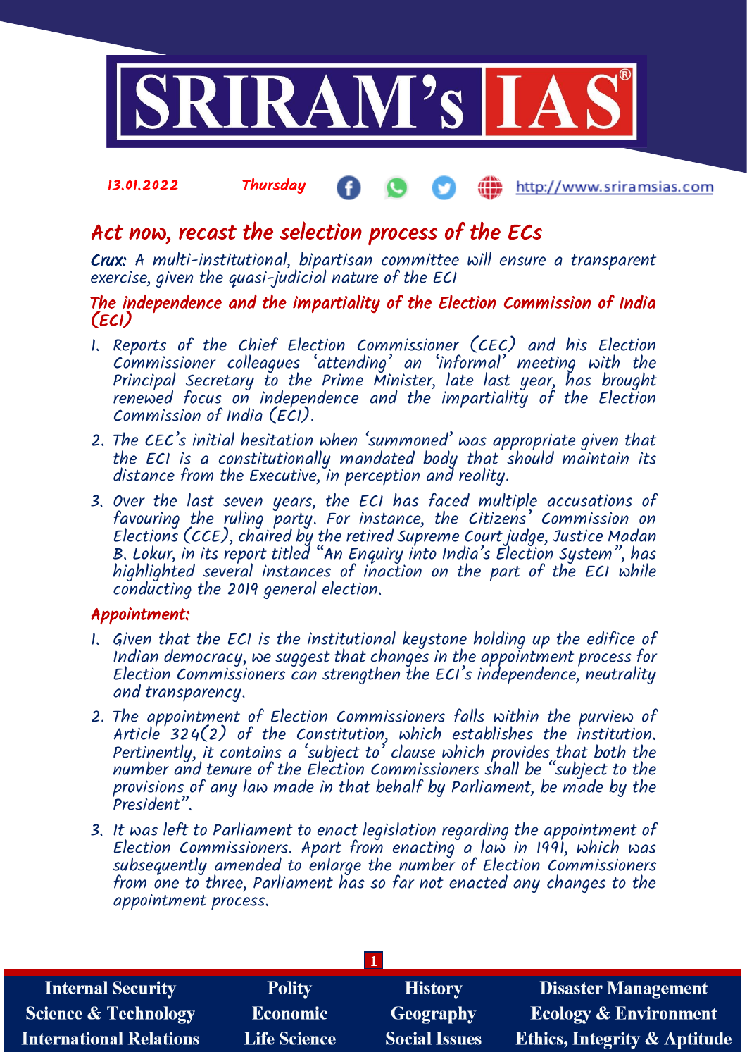13.01.2022 Thursday http://www.sriramsias.com

# Act now, recast the selection process of the ECs

**Crux:** *A multi-institutional, bipartisan committee will ensure a transparent exercise, given the quasi-judicial nature of the ECI*

## The independence and the impartiality of the Election Commission of India (ECI)

1. Reports of the Chief Election Commissioner (CEC) and his Election Commissioner colleagues 'attending' an 'informal' meeting with the Principal Secretary to the Prime Minister, late last year, has brought renewed focus on independence and the impartiality of the Election Commission of India (ECI).
2. The CEC's initial hesitation when 'summoned' was appropriate given that the ECI is a constitutionally mandated body that should maintain its distance from the Executive, in perception and reality.
3. Over the last seven years, the ECI has faced multiple accusations of favouring the ruling party. For instance, the Citizens' Commission on Elections (CCE), chaired by the retired Supreme Court judge, Justice Madan B. Lokur, in its report titled "An Enquiry into India's Election System", has highlighted several instances of inaction on the part of the ECI while conducting the 2019 general election.

## Appointment:

1. Given that the ECI is the institutional keystone holding up the edifice of Indian democracy, we suggest that changes in the appointment process for Election Commissioners can strengthen the ECI's independence, neutrality and transparency.
2. The appointment of Election Commissioners falls within the purview of Article 324(2) of the Constitution, which establishes the institution. Pertinently, it contains a 'subject to' clause which provides that both the number and tenure of the Election Commissioners shall be "subject to the provisions of any law made in that behalf by Parliament, be made by the President".
3. It was left to Parliament to enact legislation regarding the appointment of Election Commissioners. Apart from enacting a law in 1991, which was subsequently amended to enlarge the number of Election Commissioners from one to three, Parliament has so far not enacted any changes to the appointment process.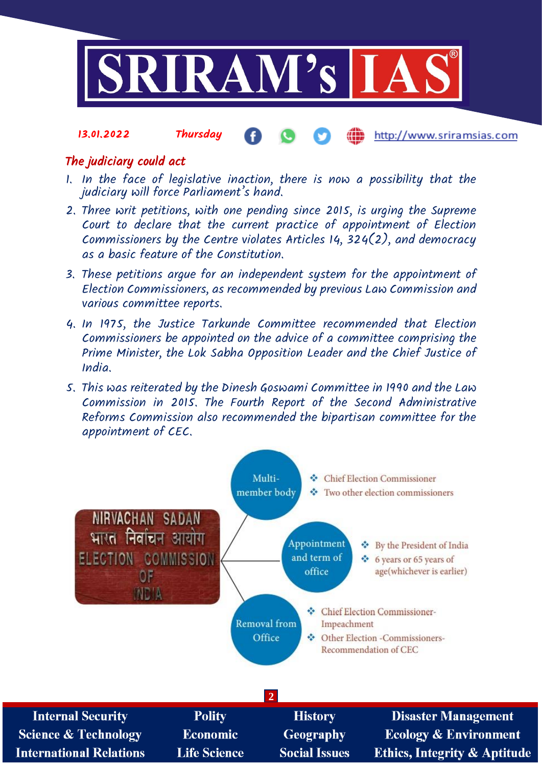## The judiciary could act

1. In the face of legislative inaction, there is now a possibility that the judiciary will force Parliament's hand.
2. Three writ petitions, with one pending since 2015, is urging the Supreme Court to declare that the current practice of appointment of Election Commissioners by the Centre violates Articles 14, 324(2), and democracy as a basic feature of the Constitution.
3. These petitions argue for an independent system for the appointment of Election Commissioners, as recommended by previous Law Commission and various committee reports.
4. In 1975, the Justice Tarkunde Committee recommended that Election Commissioners be appointed on the advice of a committee comprising the Prime Minister, the Lok Sabha Opposition Leader and the Chief Justice of India.
5. This was reiterated by the Dinesh Goswami Committee in 1990 and the Law Commission in 2015. The Fourth Report of the Second Administrative Reforms Commission also recommended the bipartisan committee for the appointment of CEC.

**Election Commission of India**

- **Multi-member body**
  - Chief Election Commissioner
  - Two other election commissioners
- **Appointment and term of office**
  - By the President of India
  - 6 years or 65 years of age(whichever is earlier)
- **Removal from Office**
  - Chief Election Commissioner- Impeachment
  - Other Election -Commissioners- Recommendation of CEC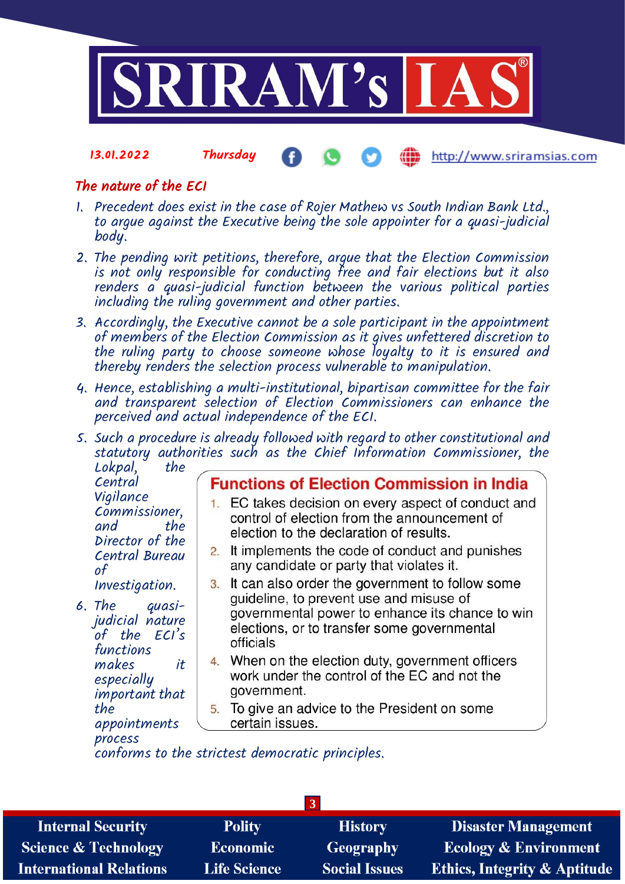## The nature of the ECI

1. Precedent does exist in the case of Rojer Mathew vs South Indian Bank Ltd., to argue against the Executive being the sole appointer for a quasi-judicial body.
2. The pending writ petitions, therefore, argue that the Election Commission is not only responsible for conducting free and fair elections but it also renders a quasi-judicial function between the various political parties including the ruling government and other parties.
3. Accordingly, the Executive cannot be a sole participant in the appointment of members of the Election Commission as it gives unfettered discretion to the ruling party to choose someone whose loyalty to it is ensured and thereby renders the selection process vulnerable to manipulation.
4. Hence, establishing a multi-institutional, bipartisan committee for the fair and transparent selection of Election Commissioners can enhance the perceived and actual independence of the ECI.
5. Such a procedure is already followed with regard to other constitutional and statutory authorities such as the Chief Information Commissioner, the Lokpal, the Central Vigilance Commissioner, and the Director of the Central Bureau of Investigation.
6. The quasi-judicial nature of the ECI's functions makes it especially important that the appointments process conforms to the strictest democratic principles.

### Functions of Election Commission in India

1. EC takes decision on every aspect of conduct and control of election from the announcement of election to the declaration of results.
2. It implements the code of conduct and punishes any candidate or party that violates it.
3. It can also order the government to follow some guideline, to prevent use and misuse of governmental power to enhance its chance to win elections, or to transfer some governmental officials
4. When on the election duty, government officers work under the control of the EC and not the government.
5. To give an advice to the President on some certain issues.